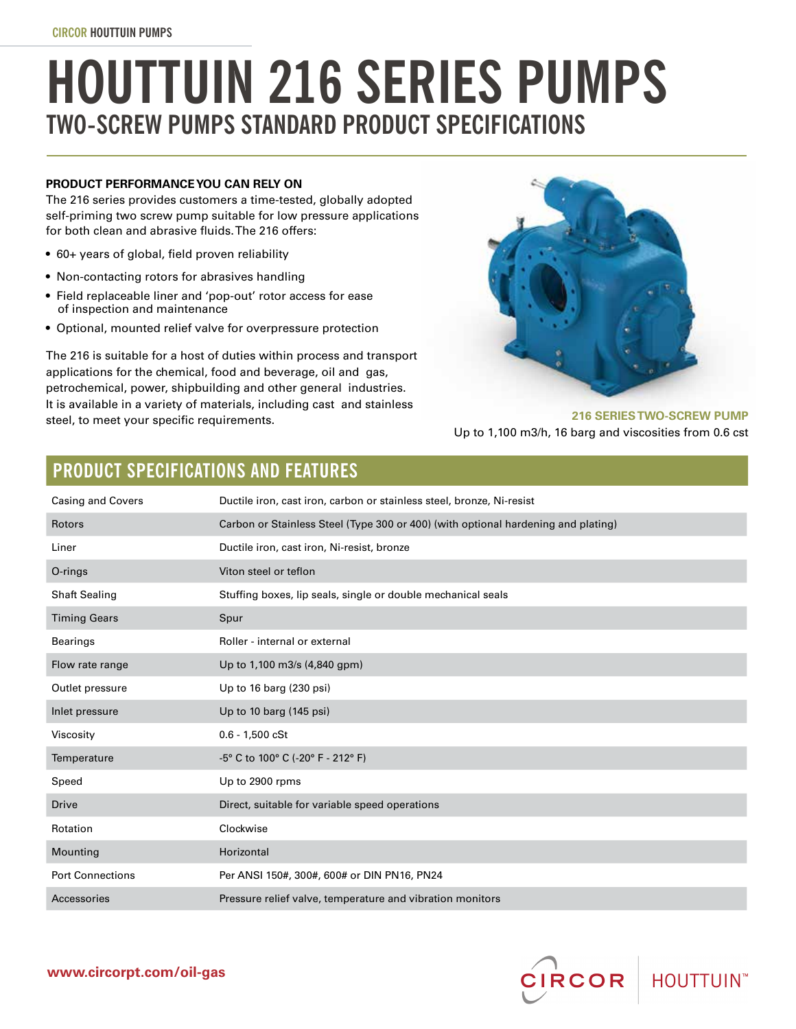# HOUTTUIN 216 SERIES PUMPS

## TWO-SCREW PUMPS STANDARD PRODUCT SPECIFICATIONS

**PRODUCT PERFORMANCE YOU CAN RELY ON**

The 216 series provides customers a time-tested, globally adopted self-priming two screw pump suitable for low pressure applications for both clean and abrasive fluids. The 216 offers:

- 60+ years of global, field proven reliability
- Non-contacting rotors for abrasives handling
- Field replaceable liner and 'pop-out' rotor access for ease of inspection and maintenance
- Optional, mounted relief valve for overpressure protection

The 216 is suitable for a host of duties within process and transport applications for the chemical, food and beverage, oil and gas, petrochemical, power, shipbuilding and other general industries. It is available in a variety of materials, including cast and stainless steel, to meet your specific requirements.

**216 SERIES TWO-SCREW PUMP**

Up to 1,100 m3/h, 16 barg and viscosities from 0.6 cst

## PRODUCT SPECIFICATIONS AND FEATURES

| | |
|---|---|
| Casing and Covers | Ductile iron, cast iron, carbon or stainless steel, bronze, Ni-resist |
| Rotors | Carbon or Stainless Steel (Type 300 or 400) (with optional hardening and plating) |
| Liner | Ductile iron, cast iron, Ni-resist, bronze |
| O-rings | Viton steel or teflon |
| Shaft Sealing | Stuffing boxes, lip seals, single or double mechanical seals |
| Timing Gears | Spur |
| Bearings | Roller - internal or external |
| Flow rate range | Up to 1,100 m3/s (4,840 gpm) |
| Outlet pressure | Up to 16 barg (230 psi) |
| Inlet pressure | Up to 10 barg (145 psi) |
| Viscosity | 0.6 - 1,500 cSt |
| Temperature | -5° C to 100° C (-20° F - 212° F) |
| Speed | Up to 2900 rpms |
| Drive | Direct, suitable for variable speed operations |
| Rotation | Clockwise |
| Mounting | Horizontal |
| Port Connections | Per ANSI 150#, 300#, 600# or DIN PN16, PN24 |
| Accessories | Pressure relief valve, temperature and vibration monitors |

www.circorpt.com/oil-gas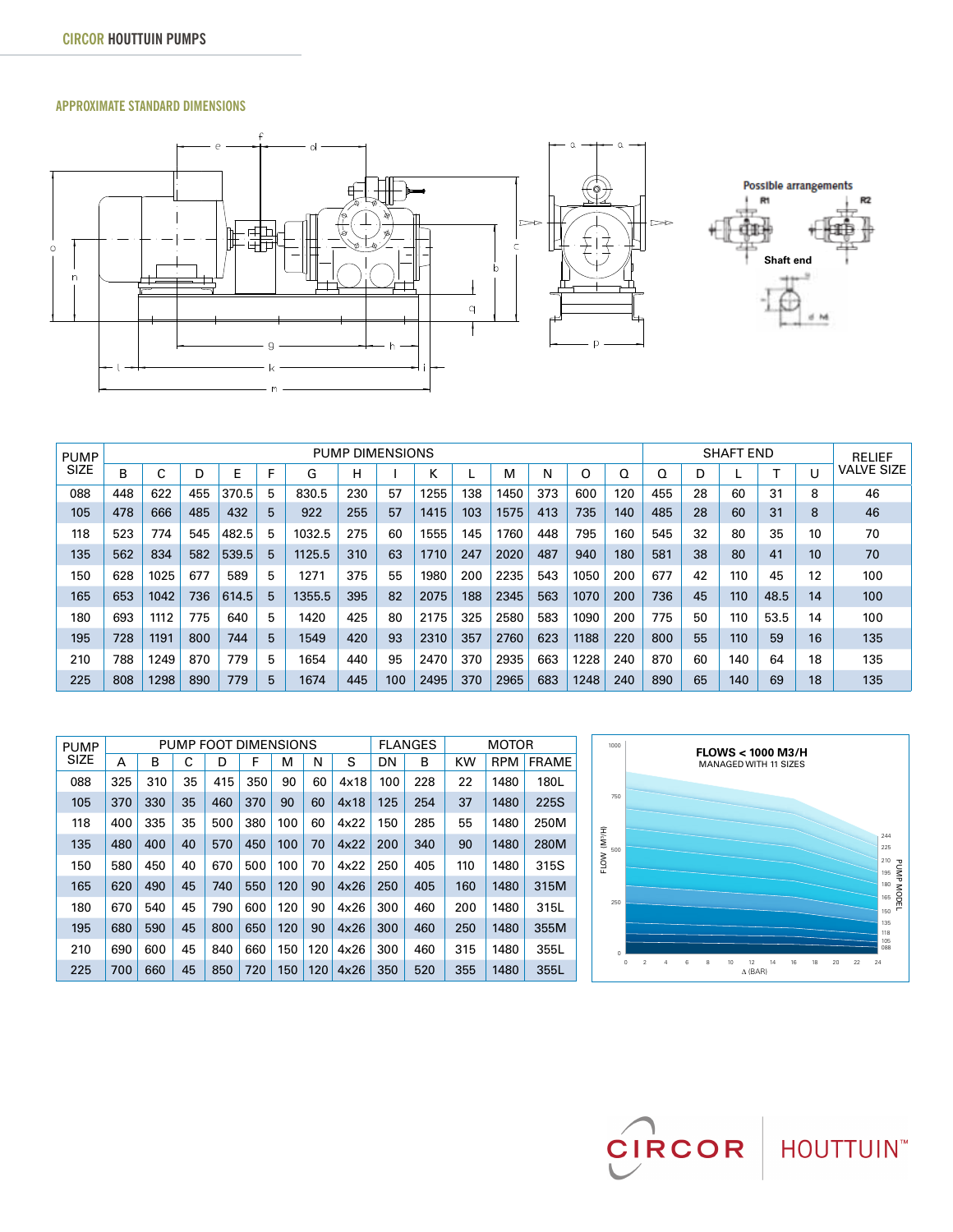## APPROXIMATE STANDARD DIMENSIONS

Possible arrangements

R1 R2

Shaft end

| PUMP SIZE | PUMP DIMENSIONS | | | | | | | | | | | | | SHAFT END | | | | | RELIEF VALVE SIZE |
|---|---|---|---|---|---|---|---|---|---|---|---|---|---|---|---|---|---|---|---|
| | B | C | D | E | F | G | H | I | K | L | M | N | O | Q | Q | D | L | T | U | |
| 088 | 448 | 622 | 455 | 370.5 | 5 | 830.5 | 230 | 57 | 1255 | 138 | 1450 | 373 | 600 | 120 | 455 | 28 | 60 | 31 | 8 | 46 |
| 105 | 478 | 666 | 485 | 432 | 5 | 922 | 255 | 57 | 1415 | 103 | 1575 | 413 | 735 | 140 | 485 | 28 | 60 | 31 | 8 | 46 |
| 118 | 523 | 774 | 545 | 482.5 | 5 | 1032.5 | 275 | 60 | 1555 | 145 | 1760 | 448 | 795 | 160 | 545 | 32 | 80 | 35 | 10 | 70 |
| 135 | 562 | 834 | 582 | 539.5 | 5 | 1125.5 | 310 | 63 | 1710 | 247 | 2020 | 487 | 940 | 180 | 581 | 38 | 80 | 41 | 10 | 70 |
| 150 | 628 | 1025 | 677 | 589 | 5 | 1271 | 375 | 55 | 1980 | 200 | 2235 | 543 | 1050 | 200 | 677 | 42 | 110 | 45 | 12 | 100 |
| 165 | 653 | 1042 | 736 | 614.5 | 5 | 1355.5 | 395 | 82 | 2075 | 188 | 2345 | 563 | 1070 | 200 | 736 | 45 | 110 | 48.5 | 14 | 100 |
| 180 | 693 | 1112 | 775 | 640 | 5 | 1420 | 425 | 80 | 2175 | 325 | 2580 | 583 | 1090 | 200 | 775 | 50 | 110 | 53.5 | 14 | 100 |
| 195 | 728 | 1191 | 800 | 744 | 5 | 1549 | 420 | 93 | 2310 | 357 | 2760 | 623 | 1188 | 220 | 800 | 55 | 110 | 59 | 16 | 135 |
| 210 | 788 | 1249 | 870 | 779 | 5 | 1654 | 440 | 95 | 2470 | 370 | 2935 | 663 | 1228 | 240 | 870 | 60 | 140 | 64 | 18 | 135 |
| 225 | 808 | 1298 | 890 | 779 | 5 | 1674 | 445 | 100 | 2495 | 370 | 2965 | 683 | 1248 | 240 | 890 | 65 | 140 | 69 | 18 | 135 |

| PUMP SIZE | PUMP FOOT DIMENSIONS | | | | | | | | FLANGES | | MOTOR | | |
|---|---|---|---|---|---|---|---|---|---|---|---|---|---|
| | A | B | C | D | F | M | N | S | DN | B | KW | RPM | FRAME |
| 088 | 325 | 310 | 35 | 415 | 350 | 90 | 60 | 4x18 | 100 | 228 | 22 | 1480 | 180L |
| 105 | 370 | 330 | 35 | 460 | 370 | 90 | 60 | 4x18 | 125 | 254 | 37 | 1480 | 225S |
| 118 | 400 | 335 | 35 | 500 | 380 | 100 | 60 | 4x22 | 150 | 285 | 55 | 1480 | 250M |
| 135 | 480 | 400 | 40 | 570 | 450 | 100 | 70 | 4x22 | 200 | 340 | 90 | 1480 | 280M |
| 150 | 580 | 450 | 40 | 670 | 500 | 100 | 70 | 4x22 | 250 | 405 | 110 | 1480 | 315S |
| 165 | 620 | 490 | 45 | 740 | 550 | 120 | 90 | 4x26 | 250 | 405 | 160 | 1480 | 315M |
| 180 | 670 | 540 | 45 | 790 | 600 | 120 | 90 | 4x26 | 300 | 460 | 200 | 1480 | 315L |
| 195 | 680 | 590 | 45 | 800 | 650 | 120 | 90 | 4x26 | 300 | 460 | 250 | 1480 | 355M |
| 210 | 690 | 600 | 45 | 840 | 660 | 150 | 120 | 4x26 | 300 | 460 | 315 | 1480 | 355L |
| 225 | 700 | 660 | 45 | 850 | 720 | 150 | 120 | 4x26 | 350 | 520 | 355 | 1480 | 355L |

**FLOWS < 1000 M3/H**
MANAGED WITH 11 SIZES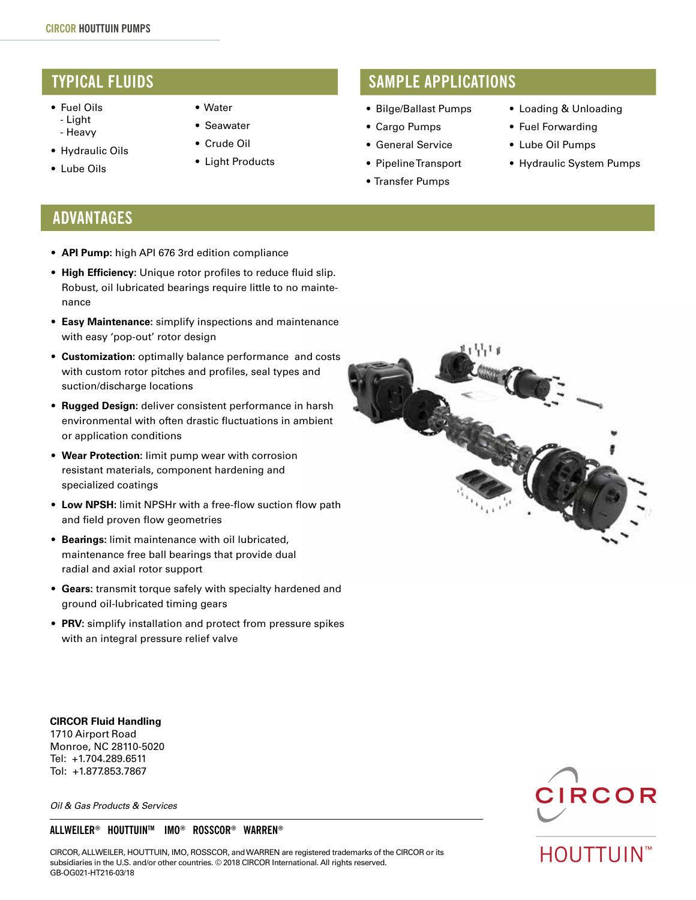## TYPICAL FLUIDS

- Fuel Oils
  - Light
  - Heavy
- Hydraulic Oils
- Lube Oils
- Water
- Seawater
- Crude Oil
- Light Products

## SAMPLE APPLICATIONS

- Bilge/Ballast Pumps
- Cargo Pumps
- General Service
- Pipeline Transport
- Transfer Pumps
- Loading & Unloading
- Fuel Forwarding
- Lube Oil Pumps
- Hydraulic System Pumps

## ADVANTAGES

- **API Pump:** high API 676 3rd edition compliance
- **High Efficiency:** Unique rotor profiles to reduce fluid slip. Robust, oil lubricated bearings require little to no maintenance
- **Easy Maintenance:** simplify inspections and maintenance with easy 'pop-out' rotor design
- **Customization:** optimally balance performance and costs with custom rotor pitches and profiles, seal types and suction/discharge locations
- **Rugged Design:** deliver consistent performance in harsh environmental with often drastic fluctuations in ambient or application conditions
- **Wear Protection:** limit pump wear with corrosion resistant materials, component hardening and specialized coatings
- **Low NPSH:** limit NPSHr with a free-flow suction flow path and field proven flow geometries
- **Bearings:** limit maintenance with oil lubricated, maintenance free ball bearings that provide dual radial and axial rotor support
- **Gears:** transmit torque safely with specialty hardened and ground oil-lubricated timing gears
- **PRV:** simplify installation and protect from pressure spikes with an integral pressure relief valve

**CIRCOR Fluid Handling**
1710 Airport Road
Monroe, NC 28110-5020
Tel: +1.704.289.6511
Tol: +1.877.853.7867

*Oil & Gas Products & Services*

**ALLWEILER® HOUTTUIN™ IMO® ROSSCOR® WARREN®**

CIRCOR, ALLWEILER, HOUTTUIN, IMO, ROSSCOR, and WARREN are registered trademarks of the CIRCOR or its subsidiaries in the U.S. and/or other countries. © 2018 CIRCOR International. All rights reserved.
GB-OG021-HT216-03/18

CIRCOR
HOUTTUIN™